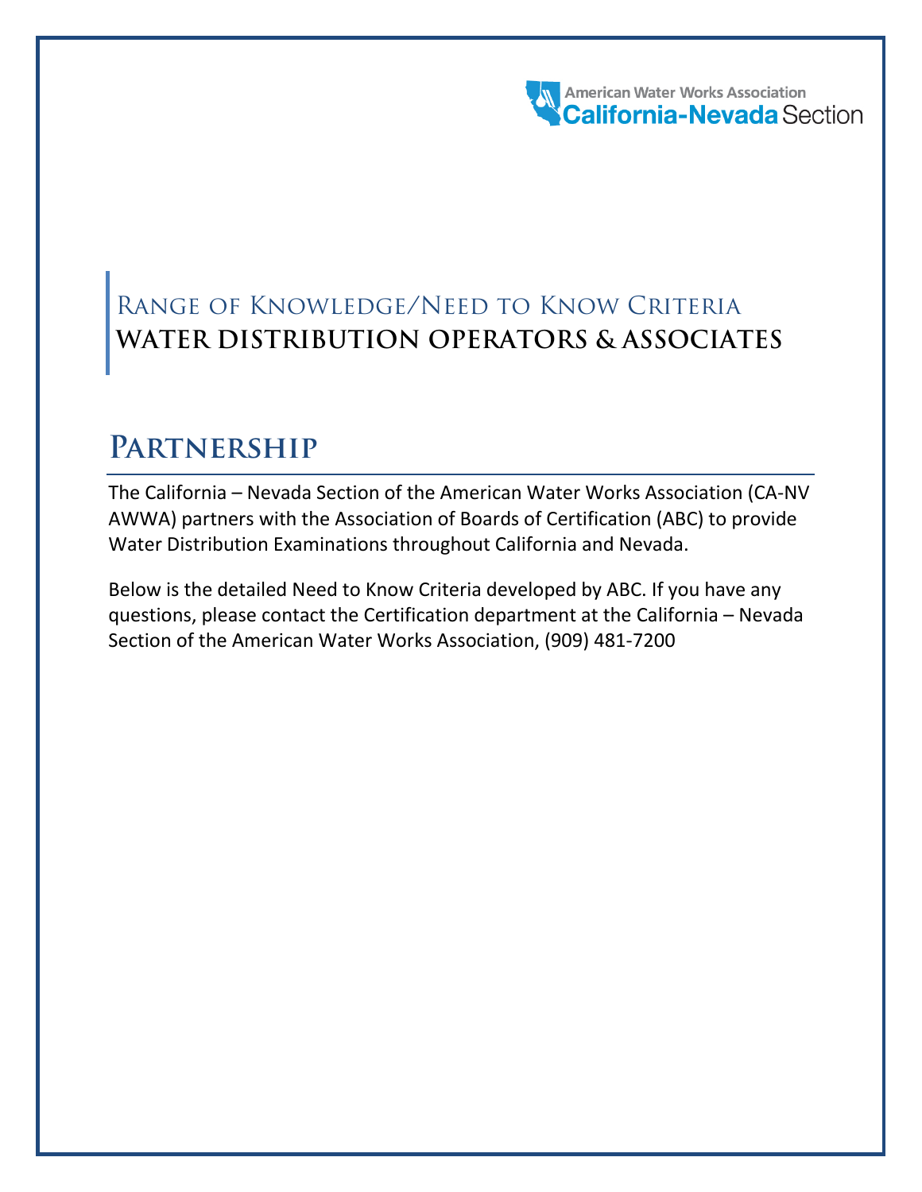American Water Works Association
California-Nevada Section

# Range of Knowledge/Need to Know Criteria
# WATER DISTRIBUTION OPERATORS & ASSOCIATES

## Partnership

The California – Nevada Section of the American Water Works Association (CA-NV AWWA) partners with the Association of Boards of Certification (ABC) to provide Water Distribution Examinations throughout California and Nevada.

Below is the detailed Need to Know Criteria developed by ABC. If you have any questions, please contact the Certification department at the California – Nevada Section of the American Water Works Association, (909) 481-7200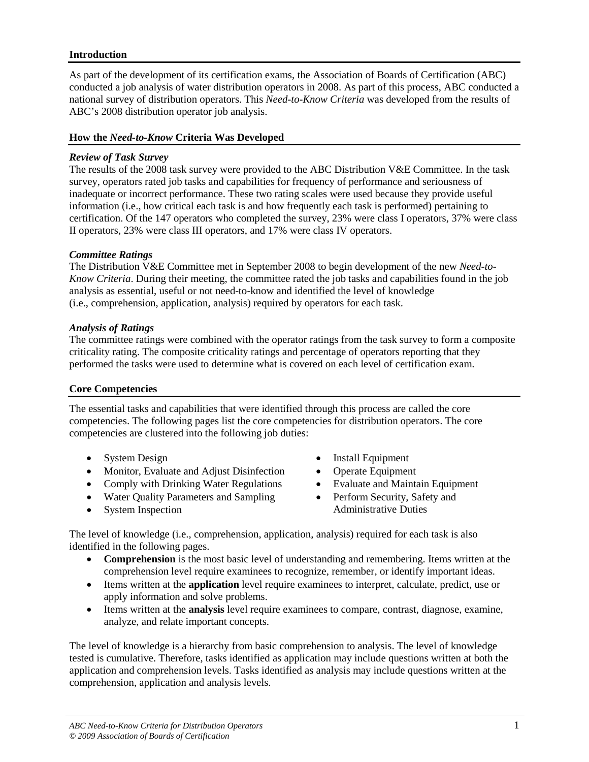## Introduction

As part of the development of its certification exams, the Association of Boards of Certification (ABC) conducted a job analysis of water distribution operators in 2008. As part of this process, ABC conducted a national survey of distribution operators. This *Need-to-Know Criteria* was developed from the results of ABC's 2008 distribution operator job analysis.

## How the *Need-to-Know* Criteria Was Developed

### *Review of Task Survey*

The results of the 2008 task survey were provided to the ABC Distribution V&E Committee. In the task survey, operators rated job tasks and capabilities for frequency of performance and seriousness of inadequate or incorrect performance. These two rating scales were used because they provide useful information (i.e., how critical each task is and how frequently each task is performed) pertaining to certification. Of the 147 operators who completed the survey, 23% were class I operators, 37% were class II operators, 23% were class III operators, and 17% were class IV operators.

### *Committee Ratings*

The Distribution V&E Committee met in September 2008 to begin development of the new *Need-to-Know Criteria*. During their meeting, the committee rated the job tasks and capabilities found in the job analysis as essential, useful or not need-to-know and identified the level of knowledge (i.e., comprehension, application, analysis) required by operators for each task.

### *Analysis of Ratings*

The committee ratings were combined with the operator ratings from the task survey to form a composite criticality rating. The composite criticality ratings and percentage of operators reporting that they performed the tasks were used to determine what is covered on each level of certification exam.

## Core Competencies

The essential tasks and capabilities that were identified through this process are called the core competencies. The following pages list the core competencies for distribution operators. The core competencies are clustered into the following job duties:

- System Design
- Monitor, Evaluate and Adjust Disinfection
- Comply with Drinking Water Regulations
- Water Quality Parameters and Sampling
- System Inspection
- Install Equipment
- Operate Equipment
- Evaluate and Maintain Equipment
- Perform Security, Safety and Administrative Duties

The level of knowledge (i.e., comprehension, application, analysis) required for each task is also identified in the following pages.

- **Comprehension** is the most basic level of understanding and remembering. Items written at the comprehension level require examinees to recognize, remember, or identify important ideas.
- Items written at the **application** level require examinees to interpret, calculate, predict, use or apply information and solve problems.
- Items written at the **analysis** level require examinees to compare, contrast, diagnose, examine, analyze, and relate important concepts.

The level of knowledge is a hierarchy from basic comprehension to analysis. The level of knowledge tested is cumulative. Therefore, tasks identified as application may include questions written at both the application and comprehension levels. Tasks identified as analysis may include questions written at the comprehension, application and analysis levels.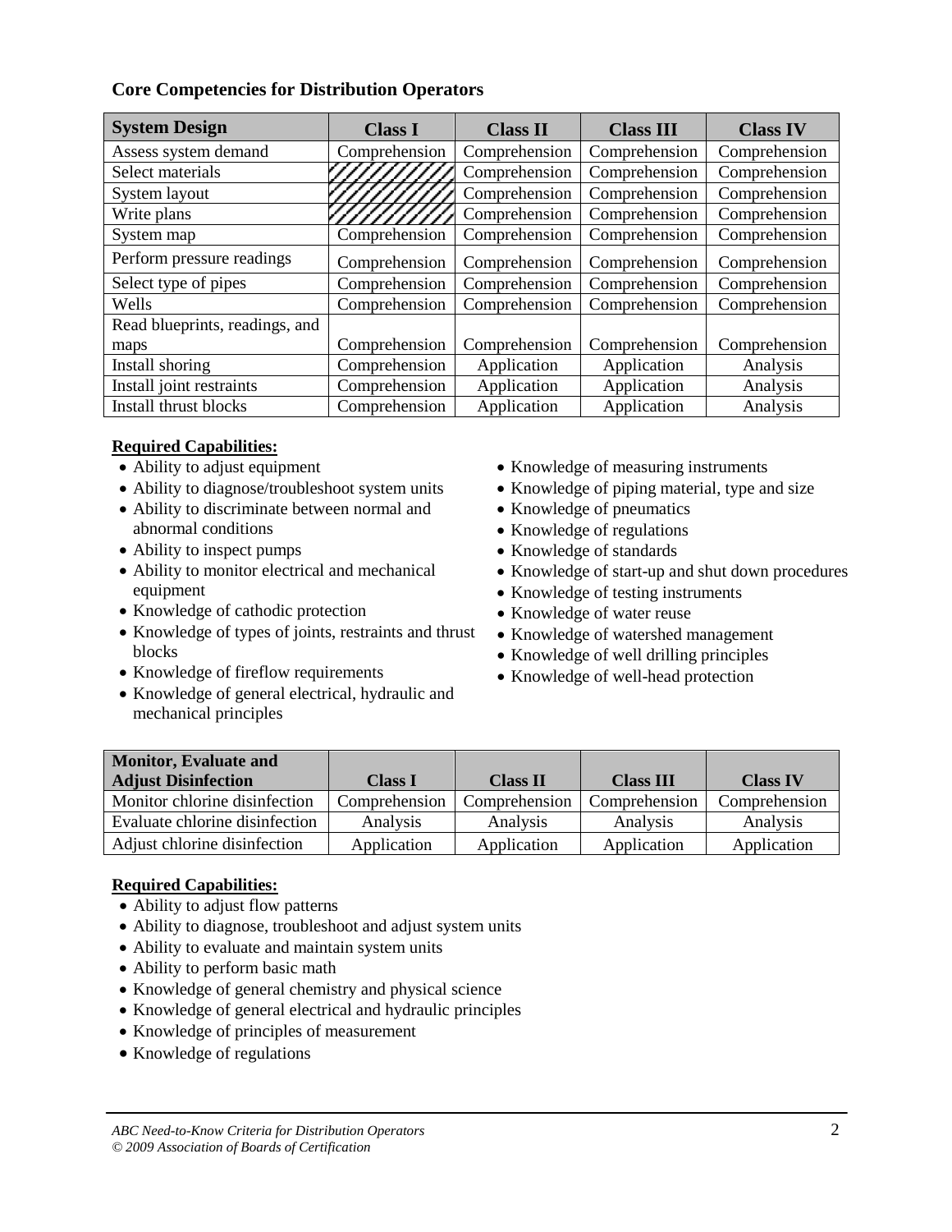**Core Competencies for Distribution Operators**

| System Design | Class I | Class II | Class III | Class IV |
|---|---|---|---|---|
| Assess system demand | Comprehension | Comprehension | Comprehension | Comprehension |
| Select materials | | Comprehension | Comprehension | Comprehension |
| System layout | | Comprehension | Comprehension | Comprehension |
| Write plans | | Comprehension | Comprehension | Comprehension |
| System map | Comprehension | Comprehension | Comprehension | Comprehension |
| Perform pressure readings | Comprehension | Comprehension | Comprehension | Comprehension |
| Select type of pipes | Comprehension | Comprehension | Comprehension | Comprehension |
| Wells | Comprehension | Comprehension | Comprehension | Comprehension |
| Read blueprints, readings, and maps | Comprehension | Comprehension | Comprehension | Comprehension |
| Install shoring | Comprehension | Application | Application | Analysis |
| Install joint restraints | Comprehension | Application | Application | Analysis |
| Install thrust blocks | Comprehension | Application | Application | Analysis |

**Required Capabilities:**

- Ability to adjust equipment
- Ability to diagnose/troubleshoot system units
- Ability to discriminate between normal and abnormal conditions
- Ability to inspect pumps
- Ability to monitor electrical and mechanical equipment
- Knowledge of cathodic protection
- Knowledge of types of joints, restraints and thrust blocks
- Knowledge of fireflow requirements
- Knowledge of general electrical, hydraulic and mechanical principles
- Knowledge of measuring instruments
- Knowledge of piping material, type and size
- Knowledge of pneumatics
- Knowledge of regulations
- Knowledge of standards
- Knowledge of start-up and shut down procedures
- Knowledge of testing instruments
- Knowledge of water reuse
- Knowledge of watershed management
- Knowledge of well drilling principles
- Knowledge of well-head protection

| Monitor, Evaluate and Adjust Disinfection | Class I | Class II | Class III | Class IV |
|---|---|---|---|---|
| Monitor chlorine disinfection | Comprehension | Comprehension | Comprehension | Comprehension |
| Evaluate chlorine disinfection | Analysis | Analysis | Analysis | Analysis |
| Adjust chlorine disinfection | Application | Application | Application | Application |

**Required Capabilities:**

- Ability to adjust flow patterns
- Ability to diagnose, troubleshoot and adjust system units
- Ability to evaluate and maintain system units
- Ability to perform basic math
- Knowledge of general chemistry and physical science
- Knowledge of general electrical and hydraulic principles
- Knowledge of principles of measurement
- Knowledge of regulations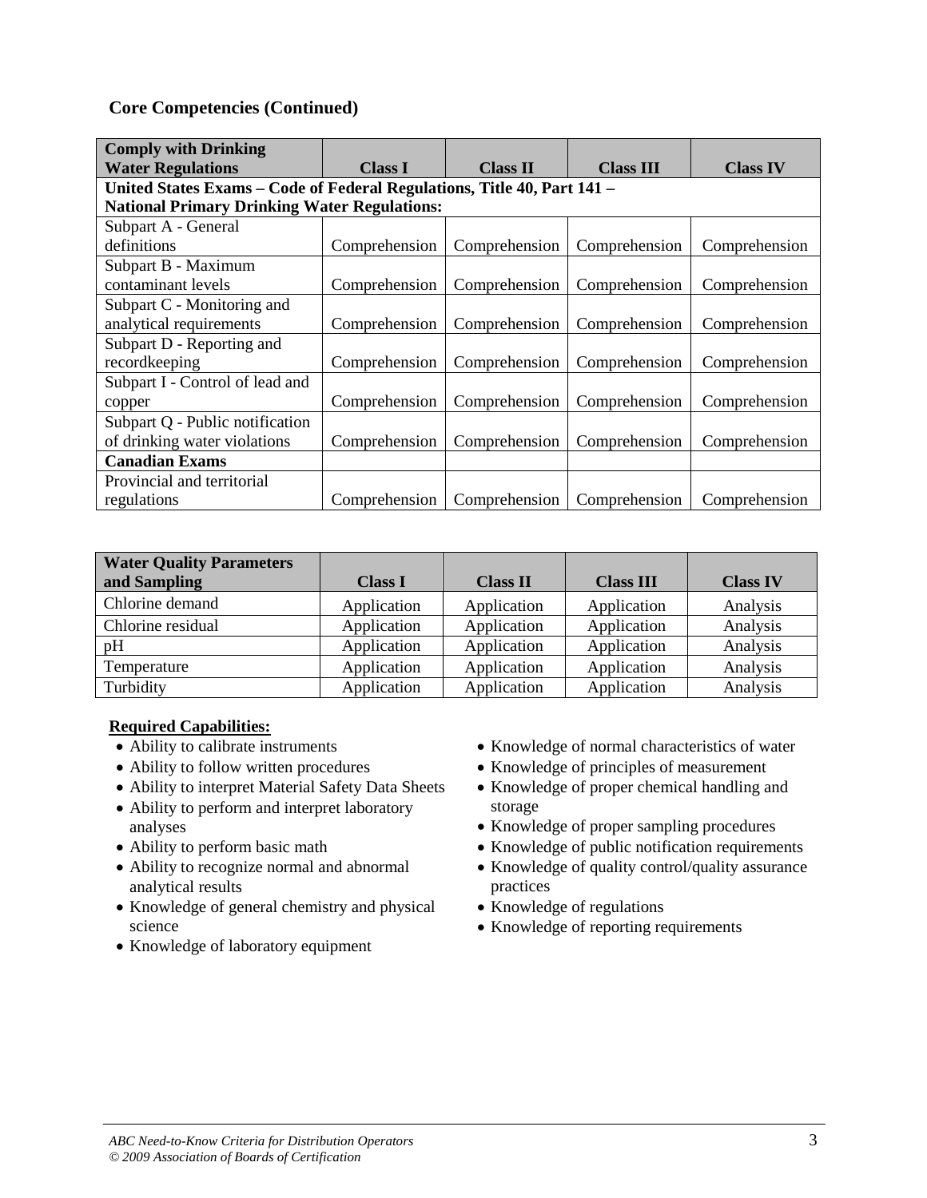### Core Competencies (Continued)

| Comply with Drinking Water Regulations | Class I | Class II | Class III | Class IV |
| --- | --- | --- | --- | --- |
| **United States Exams – Code of Federal Regulations, Title 40, Part 141 – National Primary Drinking Water Regulations:** | | | | |
| Subpart A - General definitions | Comprehension | Comprehension | Comprehension | Comprehension |
| Subpart B - Maximum contaminant levels | Comprehension | Comprehension | Comprehension | Comprehension |
| Subpart C - Monitoring and analytical requirements | Comprehension | Comprehension | Comprehension | Comprehension |
| Subpart D - Reporting and recordkeeping | Comprehension | Comprehension | Comprehension | Comprehension |
| Subpart I - Control of lead and copper | Comprehension | Comprehension | Comprehension | Comprehension |
| Subpart Q - Public notification of drinking water violations | Comprehension | Comprehension | Comprehension | Comprehension |
| **Canadian Exams** | | | | |
| Provincial and territorial regulations | Comprehension | Comprehension | Comprehension | Comprehension |

| Water Quality Parameters and Sampling | Class I | Class II | Class III | Class IV |
| --- | --- | --- | --- | --- |
| Chlorine demand | Application | Application | Application | Analysis |
| Chlorine residual | Application | Application | Application | Analysis |
| pH | Application | Application | Application | Analysis |
| Temperature | Application | Application | Application | Analysis |
| Turbidity | Application | Application | Application | Analysis |

**Required Capabilities:**

- Ability to calibrate instruments
- Ability to follow written procedures
- Ability to interpret Material Safety Data Sheets
- Ability to perform and interpret laboratory analyses
- Ability to perform basic math
- Ability to recognize normal and abnormal analytical results
- Knowledge of general chemistry and physical science
- Knowledge of laboratory equipment
- Knowledge of normal characteristics of water
- Knowledge of principles of measurement
- Knowledge of proper chemical handling and storage
- Knowledge of proper sampling procedures
- Knowledge of public notification requirements
- Knowledge of quality control/quality assurance practices
- Knowledge of regulations
- Knowledge of reporting requirements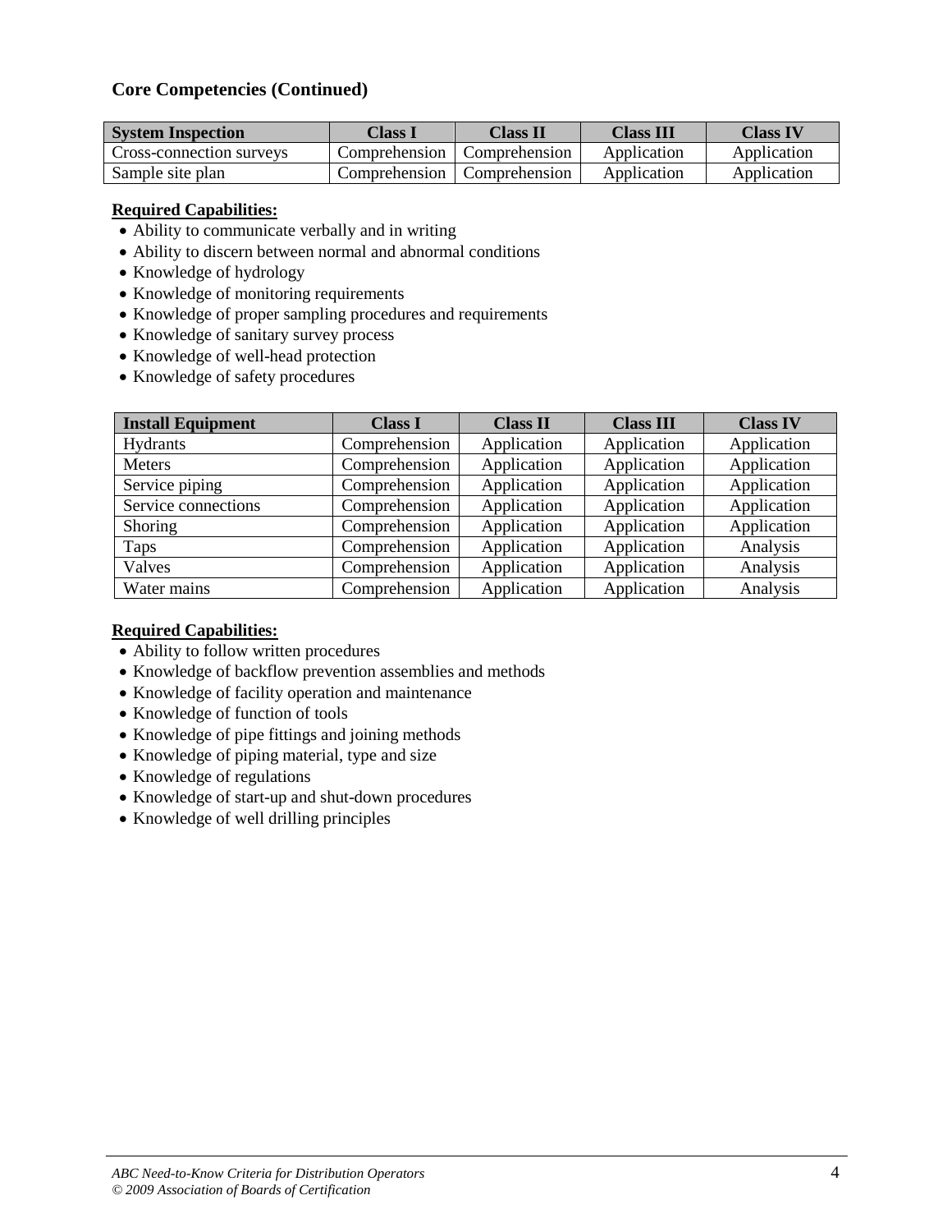### Core Competencies (Continued)

| System Inspection | Class I | Class II | Class III | Class IV |
|---|---|---|---|---|
| Cross-connection surveys | Comprehension | Comprehension | Application | Application |
| Sample site plan | Comprehension | Comprehension | Application | Application |

**Required Capabilities:**

- Ability to communicate verbally and in writing
- Ability to discern between normal and abnormal conditions
- Knowledge of hydrology
- Knowledge of monitoring requirements
- Knowledge of proper sampling procedures and requirements
- Knowledge of sanitary survey process
- Knowledge of well-head protection
- Knowledge of safety procedures

| Install Equipment | Class I | Class II | Class III | Class IV |
|---|---|---|---|---|
| Hydrants | Comprehension | Application | Application | Application |
| Meters | Comprehension | Application | Application | Application |
| Service piping | Comprehension | Application | Application | Application |
| Service connections | Comprehension | Application | Application | Application |
| Shoring | Comprehension | Application | Application | Application |
| Taps | Comprehension | Application | Application | Analysis |
| Valves | Comprehension | Application | Application | Analysis |
| Water mains | Comprehension | Application | Application | Analysis |

**Required Capabilities:**

- Ability to follow written procedures
- Knowledge of backflow prevention assemblies and methods
- Knowledge of facility operation and maintenance
- Knowledge of function of tools
- Knowledge of pipe fittings and joining methods
- Knowledge of piping material, type and size
- Knowledge of regulations
- Knowledge of start-up and shut-down procedures
- Knowledge of well drilling principles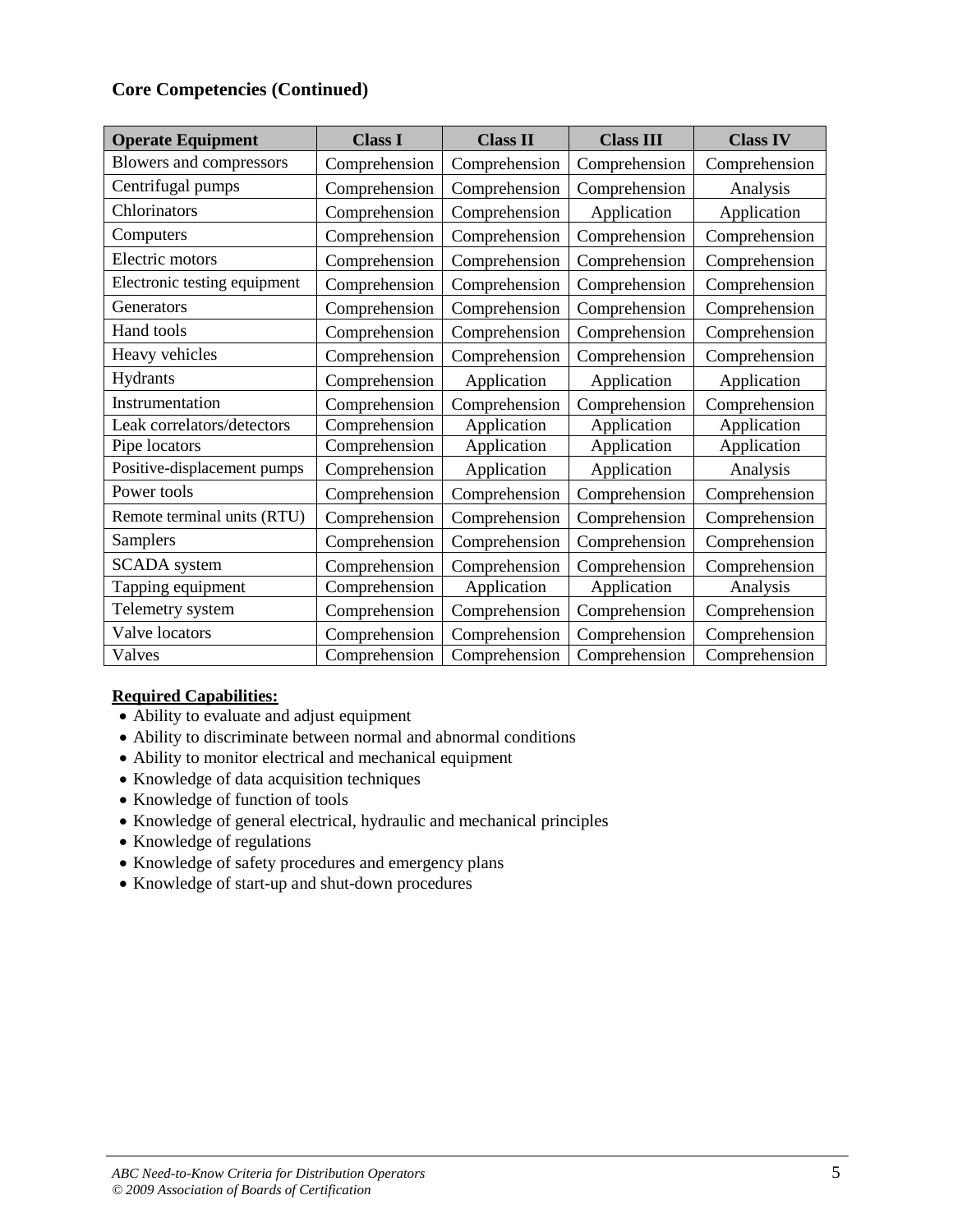**Core Competencies (Continued)**

| Operate Equipment | Class I | Class II | Class III | Class IV |
|---|---|---|---|---|
| Blowers and compressors | Comprehension | Comprehension | Comprehension | Comprehension |
| Centrifugal pumps | Comprehension | Comprehension | Comprehension | Analysis |
| Chlorinators | Comprehension | Comprehension | Application | Application |
| Computers | Comprehension | Comprehension | Comprehension | Comprehension |
| Electric motors | Comprehension | Comprehension | Comprehension | Comprehension |
| Electronic testing equipment | Comprehension | Comprehension | Comprehension | Comprehension |
| Generators | Comprehension | Comprehension | Comprehension | Comprehension |
| Hand tools | Comprehension | Comprehension | Comprehension | Comprehension |
| Heavy vehicles | Comprehension | Comprehension | Comprehension | Comprehension |
| Hydrants | Comprehension | Application | Application | Application |
| Instrumentation | Comprehension | Comprehension | Comprehension | Comprehension |
| Leak correlators/detectors | Comprehension | Application | Application | Application |
| Pipe locators | Comprehension | Application | Application | Application |
| Positive-displacement pumps | Comprehension | Application | Application | Analysis |
| Power tools | Comprehension | Comprehension | Comprehension | Comprehension |
| Remote terminal units (RTU) | Comprehension | Comprehension | Comprehension | Comprehension |
| Samplers | Comprehension | Comprehension | Comprehension | Comprehension |
| SCADA system | Comprehension | Comprehension | Comprehension | Comprehension |
| Tapping equipment | Comprehension | Application | Application | Analysis |
| Telemetry system | Comprehension | Comprehension | Comprehension | Comprehension |
| Valve locators | Comprehension | Comprehension | Comprehension | Comprehension |
| Valves | Comprehension | Comprehension | Comprehension | Comprehension |

**Required Capabilities:**

- Ability to evaluate and adjust equipment
- Ability to discriminate between normal and abnormal conditions
- Ability to monitor electrical and mechanical equipment
- Knowledge of data acquisition techniques
- Knowledge of function of tools
- Knowledge of general electrical, hydraulic and mechanical principles
- Knowledge of regulations
- Knowledge of safety procedures and emergency plans
- Knowledge of start-up and shut-down procedures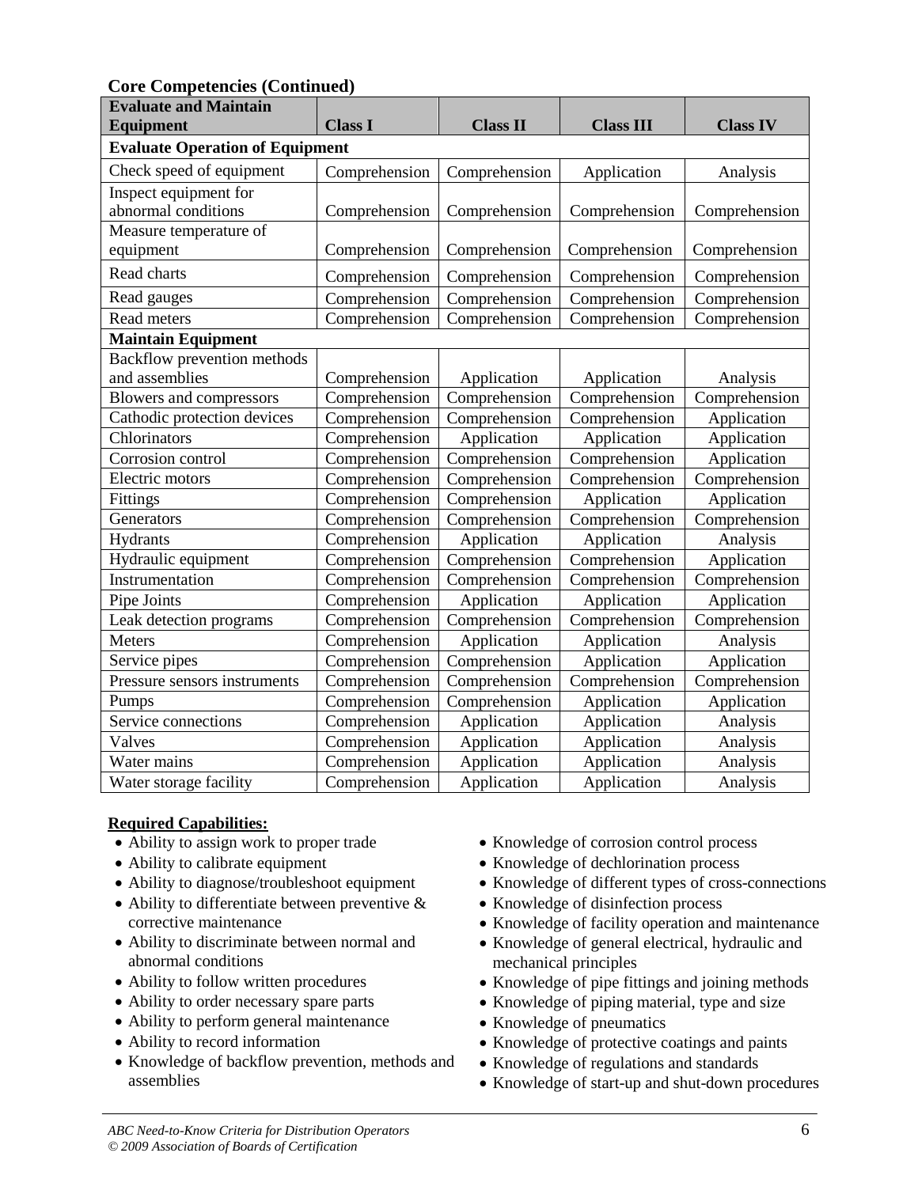**Core Competencies (Continued)**

| Evaluate and Maintain Equipment | Class I | Class II | Class III | Class IV |
|---|---|---|---|---|
| **Evaluate Operation of Equipment** | | | | |
| Check speed of equipment | Comprehension | Comprehension | Application | Analysis |
| Inspect equipment for abnormal conditions | Comprehension | Comprehension | Comprehension | Comprehension |
| Measure temperature of equipment | Comprehension | Comprehension | Comprehension | Comprehension |
| Read charts | Comprehension | Comprehension | Comprehension | Comprehension |
| Read gauges | Comprehension | Comprehension | Comprehension | Comprehension |
| Read meters | Comprehension | Comprehension | Comprehension | Comprehension |
| **Maintain Equipment** | | | | |
| Backflow prevention methods and assemblies | Comprehension | Application | Application | Analysis |
| Blowers and compressors | Comprehension | Comprehension | Comprehension | Comprehension |
| Cathodic protection devices | Comprehension | Comprehension | Comprehension | Application |
| Chlorinators | Comprehension | Application | Application | Application |
| Corrosion control | Comprehension | Comprehension | Comprehension | Application |
| Electric motors | Comprehension | Comprehension | Comprehension | Comprehension |
| Fittings | Comprehension | Comprehension | Application | Application |
| Generators | Comprehension | Comprehension | Comprehension | Comprehension |
| Hydrants | Comprehension | Application | Application | Analysis |
| Hydraulic equipment | Comprehension | Comprehension | Comprehension | Application |
| Instrumentation | Comprehension | Comprehension | Comprehension | Comprehension |
| Pipe Joints | Comprehension | Application | Application | Application |
| Leak detection programs | Comprehension | Comprehension | Comprehension | Comprehension |
| Meters | Comprehension | Application | Application | Analysis |
| Service pipes | Comprehension | Comprehension | Application | Application |
| Pressure sensors instruments | Comprehension | Comprehension | Comprehension | Comprehension |
| Pumps | Comprehension | Comprehension | Application | Application |
| Service connections | Comprehension | Application | Application | Analysis |
| Valves | Comprehension | Application | Application | Analysis |
| Water mains | Comprehension | Application | Application | Analysis |
| Water storage facility | Comprehension | Application | Application | Analysis |

**Required Capabilities:**

- Ability to assign work to proper trade
- Ability to calibrate equipment
- Ability to diagnose/troubleshoot equipment
- Ability to differentiate between preventive & corrective maintenance
- Ability to discriminate between normal and abnormal conditions
- Ability to follow written procedures
- Ability to order necessary spare parts
- Ability to perform general maintenance
- Ability to record information
- Knowledge of backflow prevention, methods and assemblies
- Knowledge of corrosion control process
- Knowledge of dechlorination process
- Knowledge of different types of cross-connections
- Knowledge of disinfection process
- Knowledge of facility operation and maintenance
- Knowledge of general electrical, hydraulic and mechanical principles
- Knowledge of pipe fittings and joining methods
- Knowledge of piping material, type and size
- Knowledge of pneumatics
- Knowledge of protective coatings and paints
- Knowledge of regulations and standards
- Knowledge of start-up and shut-down procedures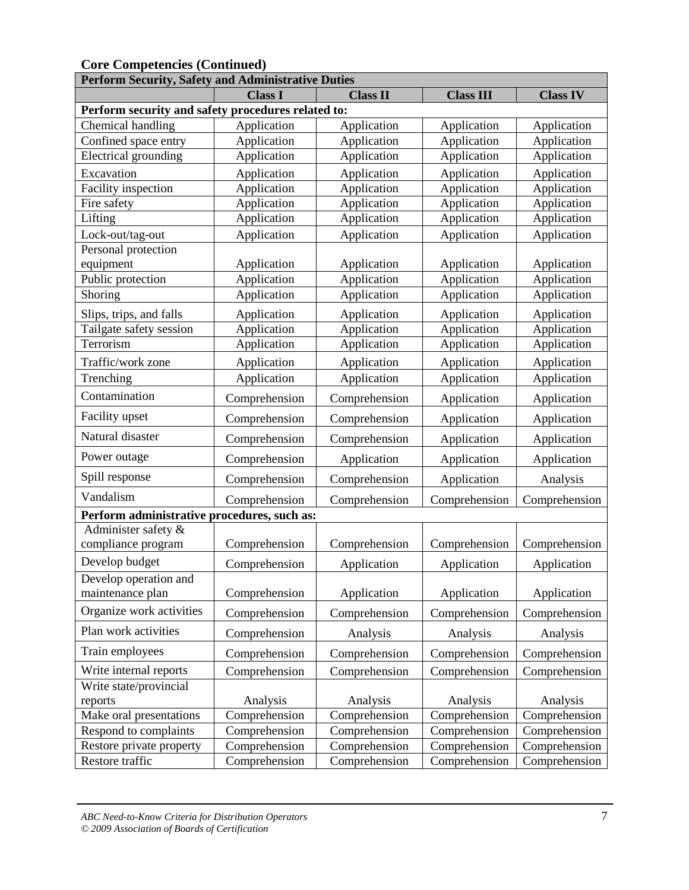## Core Competencies (Continued)

| Perform Security, Safety and Administrative Duties | | | | |
|---|---|---|---|---|
| | **Class I** | **Class II** | **Class III** | **Class IV** |
| **Perform security and safety procedures related to:** | | | | |
| Chemical handling | Application | Application | Application | Application |
| Confined space entry | Application | Application | Application | Application |
| Electrical grounding | Application | Application | Application | Application |
| Excavation | Application | Application | Application | Application |
| Facility inspection | Application | Application | Application | Application |
| Fire safety | Application | Application | Application | Application |
| Lifting | Application | Application | Application | Application |
| Lock-out/tag-out | Application | Application | Application | Application |
| Personal protection equipment | Application | Application | Application | Application |
| Public protection | Application | Application | Application | Application |
| Shoring | Application | Application | Application | Application |
| Slips, trips, and falls | Application | Application | Application | Application |
| Tailgate safety session | Application | Application | Application | Application |
| Terrorism | Application | Application | Application | Application |
| Traffic/work zone | Application | Application | Application | Application |
| Trenching | Application | Application | Application | Application |
| Contamination | Comprehension | Comprehension | Application | Application |
| Facility upset | Comprehension | Comprehension | Application | Application |
| Natural disaster | Comprehension | Comprehension | Application | Application |
| Power outage | Comprehension | Application | Application | Application |
| Spill response | Comprehension | Comprehension | Application | Analysis |
| Vandalism | Comprehension | Comprehension | Comprehension | Comprehension |
| **Perform administrative procedures, such as:** | | | | |
| Administer safety & compliance program | Comprehension | Comprehension | Comprehension | Comprehension |
| Develop budget | Comprehension | Application | Application | Application |
| Develop operation and maintenance plan | Comprehension | Application | Application | Application |
| Organize work activities | Comprehension | Comprehension | Comprehension | Comprehension |
| Plan work activities | Comprehension | Analysis | Analysis | Analysis |
| Train employees | Comprehension | Comprehension | Comprehension | Comprehension |
| Write internal reports | Comprehension | Comprehension | Comprehension | Comprehension |
| Write state/provincial reports | Analysis | Analysis | Analysis | Analysis |
| Make oral presentations | Comprehension | Comprehension | Comprehension | Comprehension |
| Respond to complaints | Comprehension | Comprehension | Comprehension | Comprehension |
| Restore private property | Comprehension | Comprehension | Comprehension | Comprehension |
| Restore traffic | Comprehension | Comprehension | Comprehension | Comprehension |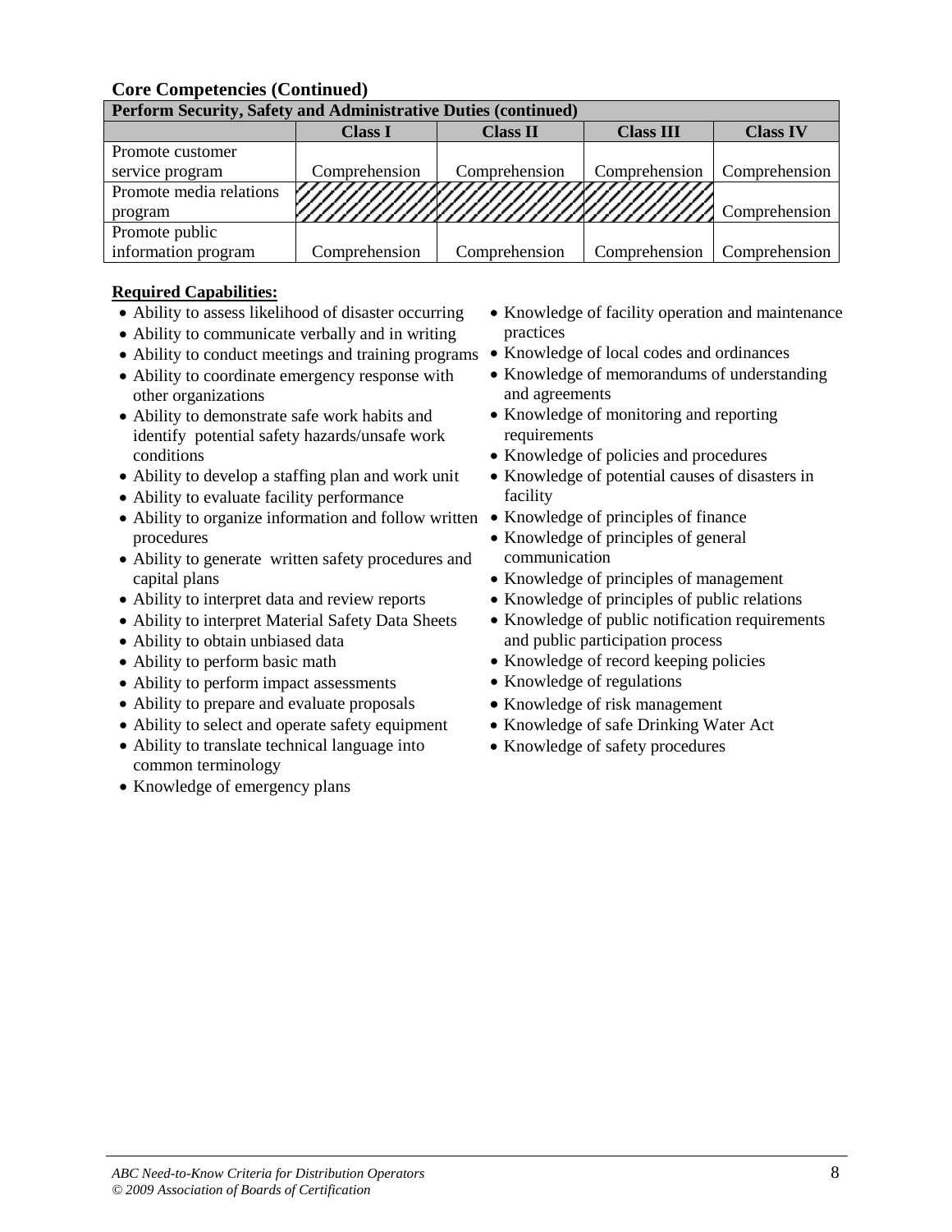### Core Competencies (Continued)

| Perform Security, Safety and Administrative Duties (continued) | | | | |
|---|---|---|---|---|
| | **Class I** | **Class II** | **Class III** | **Class IV** |
| Promote customer service program | Comprehension | Comprehension | Comprehension | Comprehension |
| Promote media relations program | | | | Comprehension |
| Promote public information program | Comprehension | Comprehension | Comprehension | Comprehension |

**Required Capabilities:**

- Ability to assess likelihood of disaster occurring
- Ability to communicate verbally and in writing
- Ability to conduct meetings and training programs
- Ability to coordinate emergency response with other organizations
- Ability to demonstrate safe work habits and identify potential safety hazards/unsafe work conditions
- Ability to develop a staffing plan and work unit
- Ability to evaluate facility performance
- Ability to organize information and follow written procedures
- Ability to generate written safety procedures and capital plans
- Ability to interpret data and review reports
- Ability to interpret Material Safety Data Sheets
- Ability to obtain unbiased data
- Ability to perform basic math
- Ability to perform impact assessments
- Ability to prepare and evaluate proposals
- Ability to select and operate safety equipment
- Ability to translate technical language into common terminology
- Knowledge of emergency plans
- Knowledge of facility operation and maintenance practices
- Knowledge of local codes and ordinances
- Knowledge of memorandums of understanding and agreements
- Knowledge of monitoring and reporting requirements
- Knowledge of policies and procedures
- Knowledge of potential causes of disasters in facility
- Knowledge of principles of finance
- Knowledge of principles of general communication
- Knowledge of principles of management
- Knowledge of principles of public relations
- Knowledge of public notification requirements and public participation process
- Knowledge of record keeping policies
- Knowledge of regulations
- Knowledge of risk management
- Knowledge of safe Drinking Water Act
- Knowledge of safety procedures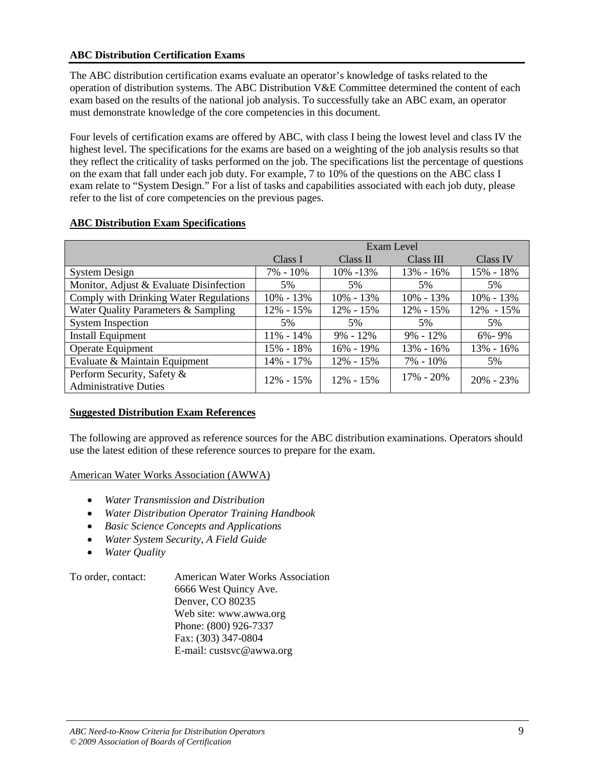**ABC Distribution Certification Exams**

The ABC distribution certification exams evaluate an operator's knowledge of tasks related to the operation of distribution systems. The ABC Distribution V&E Committee determined the content of each exam based on the results of the national job analysis. To successfully take an ABC exam, an operator must demonstrate knowledge of the core competencies in this document.

Four levels of certification exams are offered by ABC, with class I being the lowest level and class IV the highest level. The specifications for the exams are based on a weighting of the job analysis results so that they reflect the criticality of tasks performed on the job. The specifications list the percentage of questions on the exam that fall under each job duty. For example, 7 to 10% of the questions on the ABC class I exam relate to "System Design." For a list of tasks and capabilities associated with each job duty, please refer to the list of core competencies on the previous pages.

**ABC Distribution Exam Specifications**

| | Exam Level | | | |
|---|---|---|---|---|
| | Class I | Class II | Class III | Class IV |
| System Design | 7% - 10% | 10% -13% | 13% - 16% | 15% - 18% |
| Monitor, Adjust & Evaluate Disinfection | 5% | 5% | 5% | 5% |
| Comply with Drinking Water Regulations | 10% - 13% | 10% - 13% | 10% - 13% | 10% - 13% |
| Water Quality Parameters & Sampling | 12% - 15% | 12% - 15% | 12% - 15% | 12% - 15% |
| System Inspection | 5% | 5% | 5% | 5% |
| Install Equipment | 11% - 14% | 9% - 12% | 9% - 12% | 6%- 9% |
| Operate Equipment | 15% - 18% | 16% - 19% | 13% - 16% | 13% - 16% |
| Evaluate & Maintain Equipment | 14% - 17% | 12% - 15% | 7% - 10% | 5% |
| Perform Security, Safety & Administrative Duties | 12% - 15% | 12% - 15% | 17% - 20% | 20% - 23% |

**Suggested Distribution Exam References**

The following are approved as reference sources for the ABC distribution examinations. Operators should use the latest edition of these reference sources to prepare for the exam.

American Water Works Association (AWWA)

- *Water Transmission and Distribution*
- *Water Distribution Operator Training Handbook*
- *Basic Science Concepts and Applications*
- *Water System Security, A Field Guide*
- *Water Quality*

To order, contact: American Water Works Association
6666 West Quincy Ave.
Denver, CO 80235
Web site: www.awwa.org
Phone: (800) 926-7337
Fax: (303) 347-0804
E-mail: custsvc@awwa.org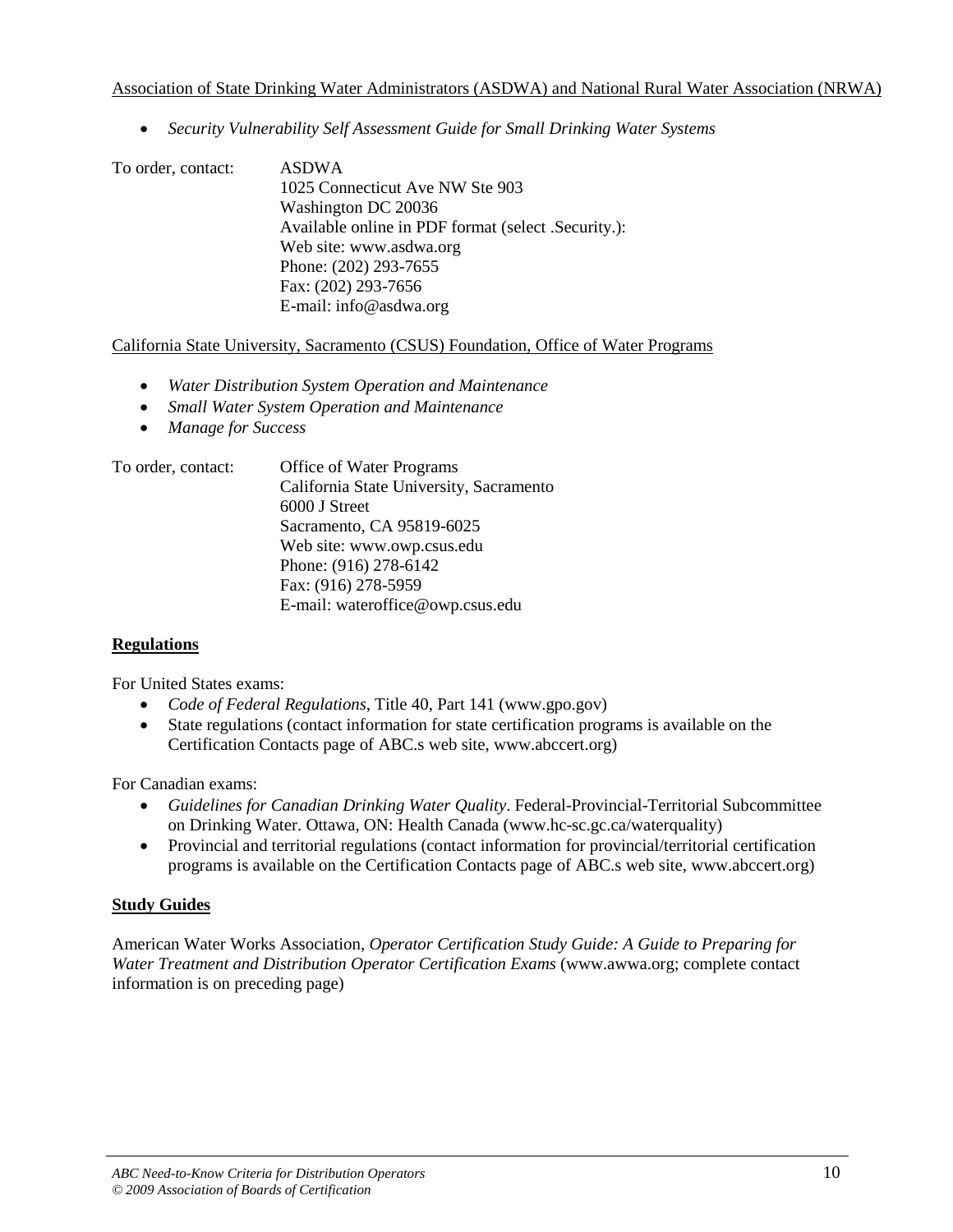Association of State Drinking Water Administrators (ASDWA) and National Rural Water Association (NRWA)

- *Security Vulnerability Self Assessment Guide for Small Drinking Water Systems*

To order, contact: ASDWA
1025 Connecticut Ave NW Ste 903
Washington DC 20036
Available online in PDF format (select .Security.):
Web site: www.asdwa.org
Phone: (202) 293-7655
Fax: (202) 293-7656
E-mail: info@asdwa.org

California State University, Sacramento (CSUS) Foundation, Office of Water Programs

- *Water Distribution System Operation and Maintenance*
- *Small Water System Operation and Maintenance*
- *Manage for Success*

To order, contact: Office of Water Programs
California State University, Sacramento
6000 J Street
Sacramento, CA 95819-6025
Web site: www.owp.csus.edu
Phone: (916) 278-6142
Fax: (916) 278-5959
E-mail: wateroffice@owp.csus.edu

**Regulations**

For United States exams:

- *Code of Federal Regulations*, Title 40, Part 141 (www.gpo.gov)
- State regulations (contact information for state certification programs is available on the Certification Contacts page of ABC.s web site, www.abccert.org)

For Canadian exams:

- *Guidelines for Canadian Drinking Water Quality*. Federal-Provincial-Territorial Subcommittee on Drinking Water. Ottawa, ON: Health Canada (www.hc-sc.gc.ca/waterquality)
- Provincial and territorial regulations (contact information for provincial/territorial certification programs is available on the Certification Contacts page of ABC.s web site, www.abccert.org)

**Study Guides**

American Water Works Association, *Operator Certification Study Guide: A Guide to Preparing for Water Treatment and Distribution Operator Certification Exams* (www.awwa.org; complete contact information is on preceding page)